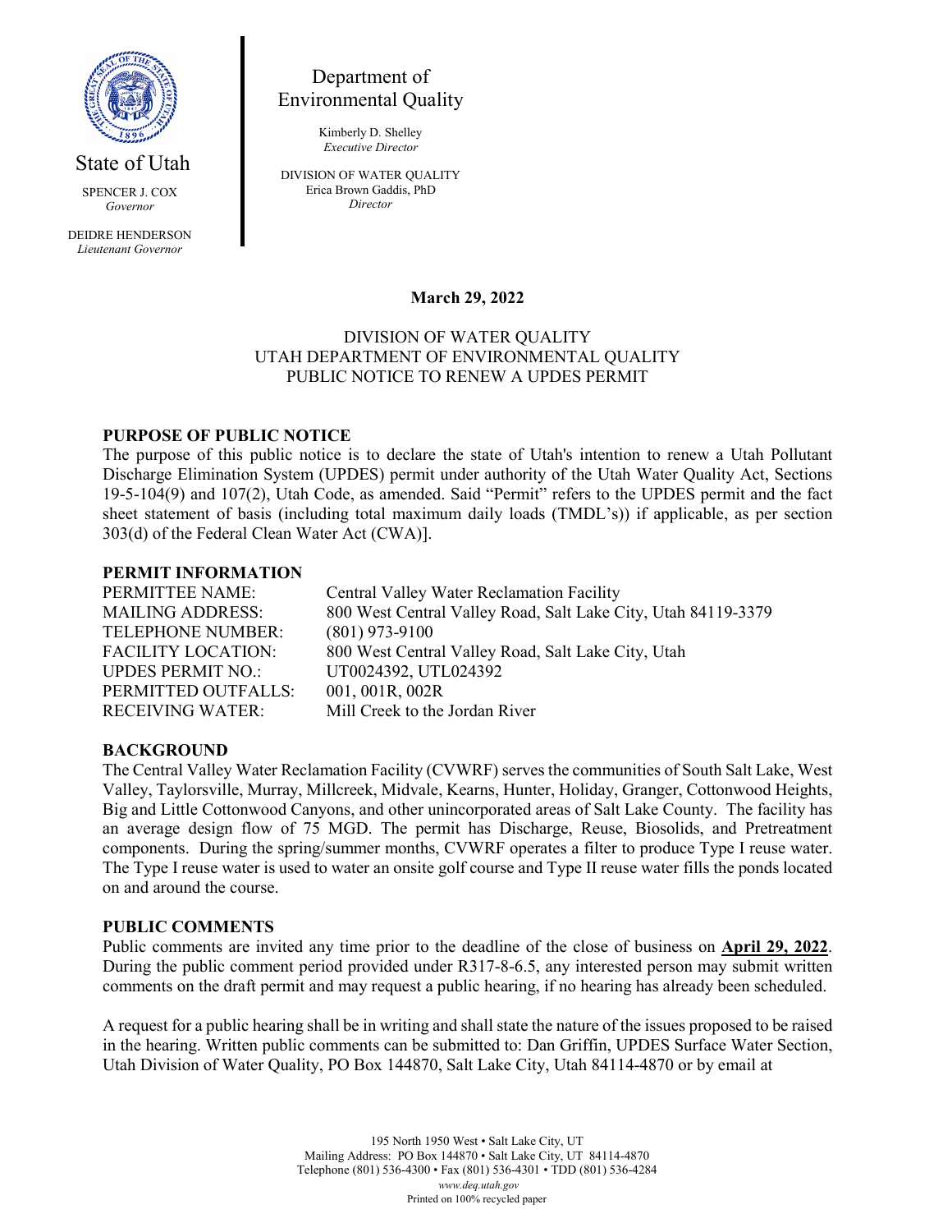State of Utah

SPENCER J. COX
*Governor*

DEIDRE HENDERSON
*Lieutenant Governor*

Department of
Environmental Quality

Kimberly D. Shelley
*Executive Director*

DIVISION OF WATER QUALITY
Erica Brown Gaddis, PhD
*Director*

**March 29, 2022**

DIVISION OF WATER QUALITY
UTAH DEPARTMENT OF ENVIRONMENTAL QUALITY
PUBLIC NOTICE TO RENEW A UPDES PERMIT

## PURPOSE OF PUBLIC NOTICE

The purpose of this public notice is to declare the state of Utah's intention to renew a Utah Pollutant Discharge Elimination System (UPDES) permit under authority of the Utah Water Quality Act, Sections 19-5-104(9) and 107(2), Utah Code, as amended. Said "Permit" refers to the UPDES permit and the fact sheet statement of basis (including total maximum daily loads (TMDL's)) if applicable, as per section 303(d) of the Federal Clean Water Act (CWA)].

## PERMIT INFORMATION

| | |
|---|---|
| PERMITTEE NAME: | Central Valley Water Reclamation Facility |
| MAILING ADDRESS: | 800 West Central Valley Road, Salt Lake City, Utah 84119-3379 |
| TELEPHONE NUMBER: | (801) 973-9100 |
| FACILITY LOCATION: | 800 West Central Valley Road, Salt Lake City, Utah |
| UPDES PERMIT NO.: | UT0024392, UTL024392 |
| PERMITTED OUTFALLS: | 001, 001R, 002R |
| RECEIVING WATER: | Mill Creek to the Jordan River |

## BACKGROUND

The Central Valley Water Reclamation Facility (CVWRF) serves the communities of South Salt Lake, West Valley, Taylorsville, Murray, Millcreek, Midvale, Kearns, Hunter, Holiday, Granger, Cottonwood Heights, Big and Little Cottonwood Canyons, and other unincorporated areas of Salt Lake County. The facility has an average design flow of 75 MGD. The permit has Discharge, Reuse, Biosolids, and Pretreatment components. During the spring/summer months, CVWRF operates a filter to produce Type I reuse water. The Type I reuse water is used to water an onsite golf course and Type II reuse water fills the ponds located on and around the course.

## PUBLIC COMMENTS

Public comments are invited any time prior to the deadline of the close of business on **April 29, 2022**. During the public comment period provided under R317-8-6.5, any interested person may submit written comments on the draft permit and may request a public hearing, if no hearing has already been scheduled.

A request for a public hearing shall be in writing and shall state the nature of the issues proposed to be raised in the hearing. Written public comments can be submitted to: Dan Griffin, UPDES Surface Water Section, Utah Division of Water Quality, PO Box 144870, Salt Lake City, Utah 84114-4870 or by email at

195 North 1950 West • Salt Lake City, UT
Mailing Address: PO Box 144870 • Salt Lake City, UT 84114-4870
Telephone (801) 536-4300 • Fax (801) 536-4301 • TDD (801) 536-4284
*www.deq.utah.gov*
Printed on 100% recycled paper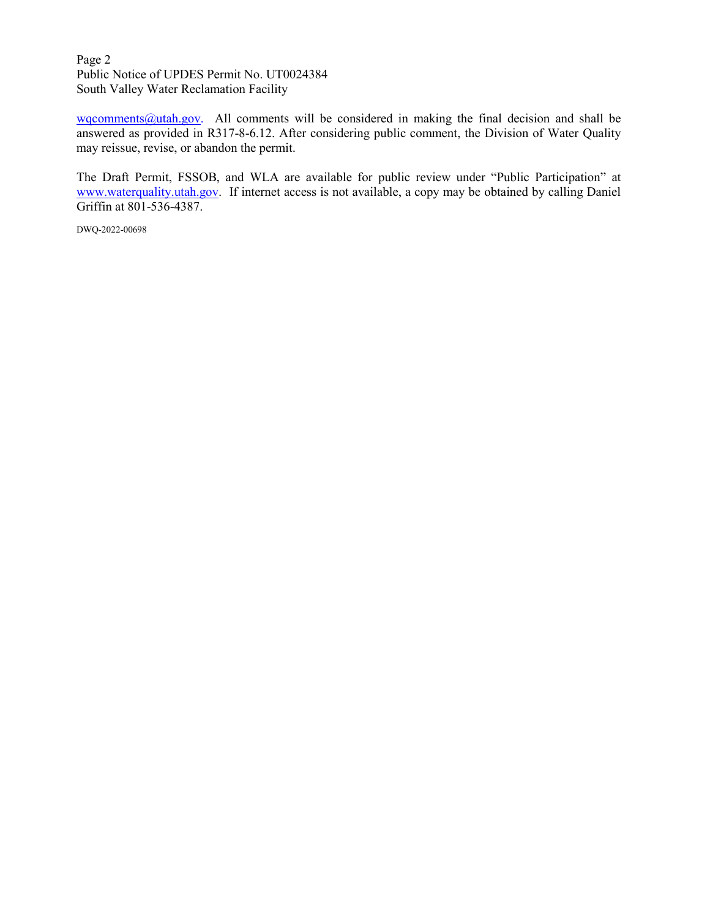wqcomments@utah.gov. All comments will be considered in making the final decision and shall be answered as provided in R317-8-6.12. After considering public comment, the Division of Water Quality may reissue, revise, or abandon the permit.

The Draft Permit, FSSOB, and WLA are available for public review under "Public Participation" at www.waterquality.utah.gov. If internet access is not available, a copy may be obtained by calling Daniel Griffin at 801-536-4387.

DWQ-2022-00698